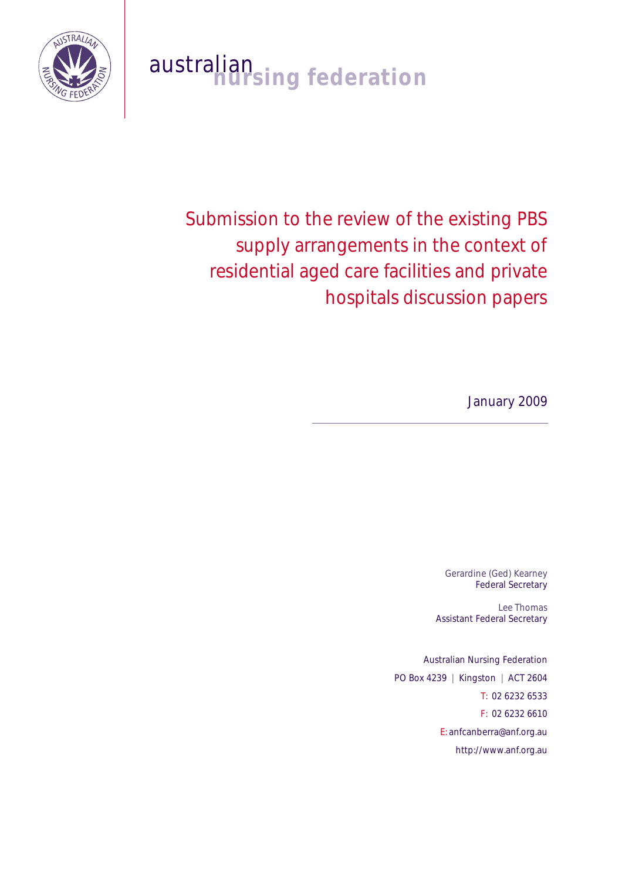australian **nursing federation**

# Submission to the review of the existing PBS supply arrangements in the context of residential aged care facilities and private hospitals discussion papers

January 2009

---

Gerardine (Ged) Kearney
Federal Secretary

Lee Thomas
Assistant Federal Secretary

Australian Nursing Federation
PO Box 4239 | Kingston | ACT 2604
T: 02 6232 6533
F: 02 6232 6610
E: anfcanberra@anf.org.au
http://www.anf.org.au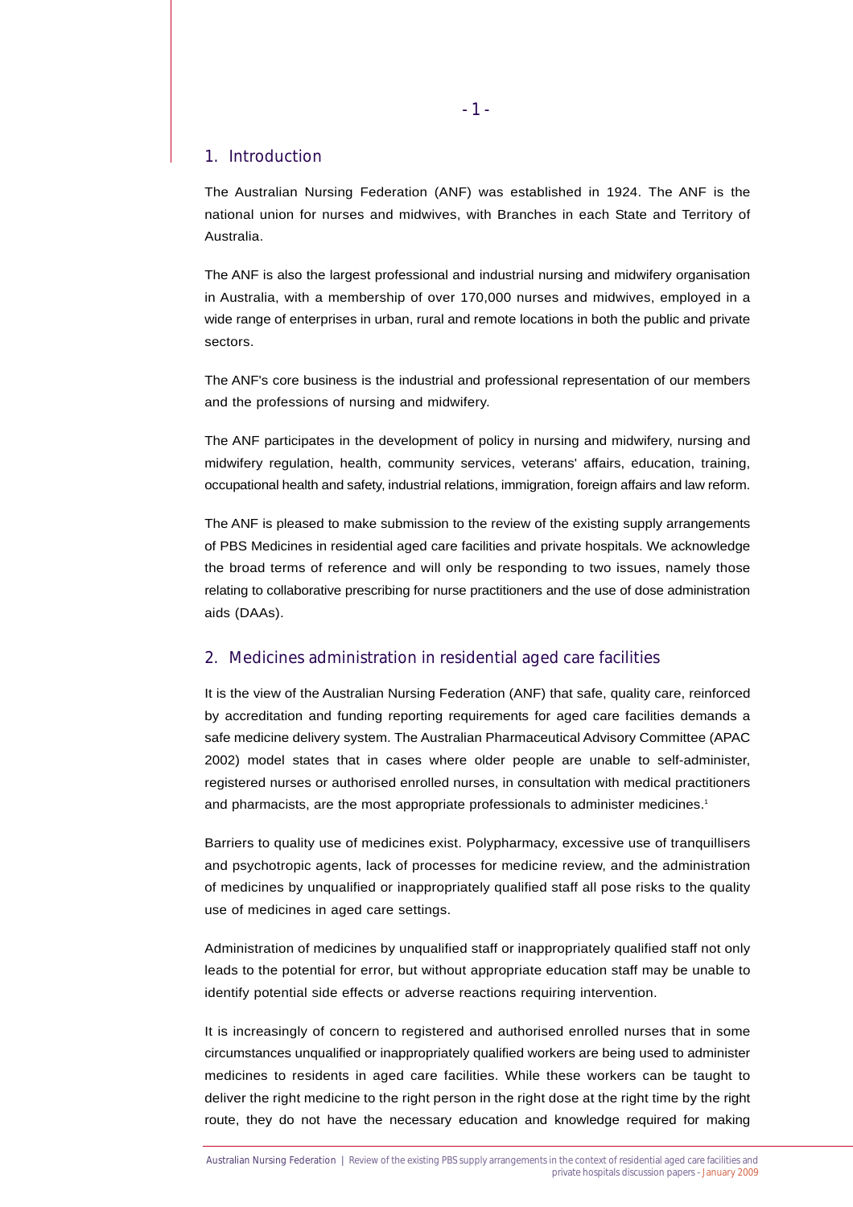## 1. Introduction

The Australian Nursing Federation (ANF) was established in 1924. The ANF is the national union for nurses and midwives, with Branches in each State and Territory of Australia.

The ANF is also the largest professional and industrial nursing and midwifery organisation in Australia, with a membership of over 170,000 nurses and midwives, employed in a wide range of enterprises in urban, rural and remote locations in both the public and private sectors.

The ANF's core business is the industrial and professional representation of our members and the professions of nursing and midwifery.

The ANF participates in the development of policy in nursing and midwifery, nursing and midwifery regulation, health, community services, veterans' affairs, education, training, occupational health and safety, industrial relations, immigration, foreign affairs and law reform.

The ANF is pleased to make submission to the review of the existing supply arrangements of PBS Medicines in residential aged care facilities and private hospitals. We acknowledge the broad terms of reference and will only be responding to two issues, namely those relating to collaborative prescribing for nurse practitioners and the use of dose administration aids (DAAs).

## 2. Medicines administration in residential aged care facilities

It is the view of the Australian Nursing Federation (ANF) that safe, quality care, reinforced by accreditation and funding reporting requirements for aged care facilities demands a safe medicine delivery system. The Australian Pharmaceutical Advisory Committee (APAC 2002) model states that in cases where older people are unable to self-administer, registered nurses or authorised enrolled nurses, in consultation with medical practitioners and pharmacists, are the most appropriate professionals to administer medicines.[1]

Barriers to quality use of medicines exist. Polypharmacy, excessive use of tranquillisers and psychotropic agents, lack of processes for medicine review, and the administration of medicines by unqualified or inappropriately qualified staff all pose risks to the quality use of medicines in aged care settings.

Administration of medicines by unqualified staff or inappropriately qualified staff not only leads to the potential for error, but without appropriate education staff may be unable to identify potential side effects or adverse reactions requiring intervention.

It is increasingly of concern to registered and authorised enrolled nurses that in some circumstances unqualified or inappropriately qualified workers are being used to administer medicines to residents in aged care facilities. While these workers can be taught to deliver the right medicine to the right person in the right dose at the right time by the right route, they do not have the necessary education and knowledge required for making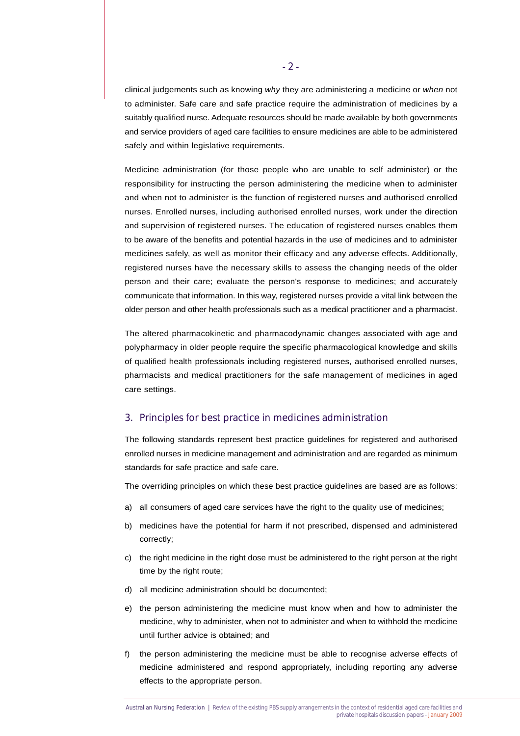clinical judgements such as knowing *why* they are administering a medicine or *when* not to administer. Safe care and safe practice require the administration of medicines by a suitably qualified nurse. Adequate resources should be made available by both governments and service providers of aged care facilities to ensure medicines are able to be administered safely and within legislative requirements.

Medicine administration (for those people who are unable to self administer) or the responsibility for instructing the person administering the medicine when to administer and when not to administer is the function of registered nurses and authorised enrolled nurses. Enrolled nurses, including authorised enrolled nurses, work under the direction and supervision of registered nurses. The education of registered nurses enables them to be aware of the benefits and potential hazards in the use of medicines and to administer medicines safely, as well as monitor their efficacy and any adverse effects. Additionally, registered nurses have the necessary skills to assess the changing needs of the older person and their care; evaluate the person's response to medicines; and accurately communicate that information. In this way, registered nurses provide a vital link between the older person and other health professionals such as a medical practitioner and a pharmacist.

The altered pharmacokinetic and pharmacodynamic changes associated with age and polypharmacy in older people require the specific pharmacological knowledge and skills of qualified health professionals including registered nurses, authorised enrolled nurses, pharmacists and medical practitioners for the safe management of medicines in aged care settings.

## 3. Principles for best practice in medicines administration

The following standards represent best practice guidelines for registered and authorised enrolled nurses in medicine management and administration and are regarded as minimum standards for safe practice and safe care.

The overriding principles on which these best practice guidelines are based are as follows:

a) all consumers of aged care services have the right to the quality use of medicines;

b) medicines have the potential for harm if not prescribed, dispensed and administered correctly;

c) the right medicine in the right dose must be administered to the right person at the right time by the right route;

d) all medicine administration should be documented;

e) the person administering the medicine must know when and how to administer the medicine, why to administer, when not to administer and when to withhold the medicine until further advice is obtained; and

f) the person administering the medicine must be able to recognise adverse effects of medicine administered and respond appropriately, including reporting any adverse effects to the appropriate person.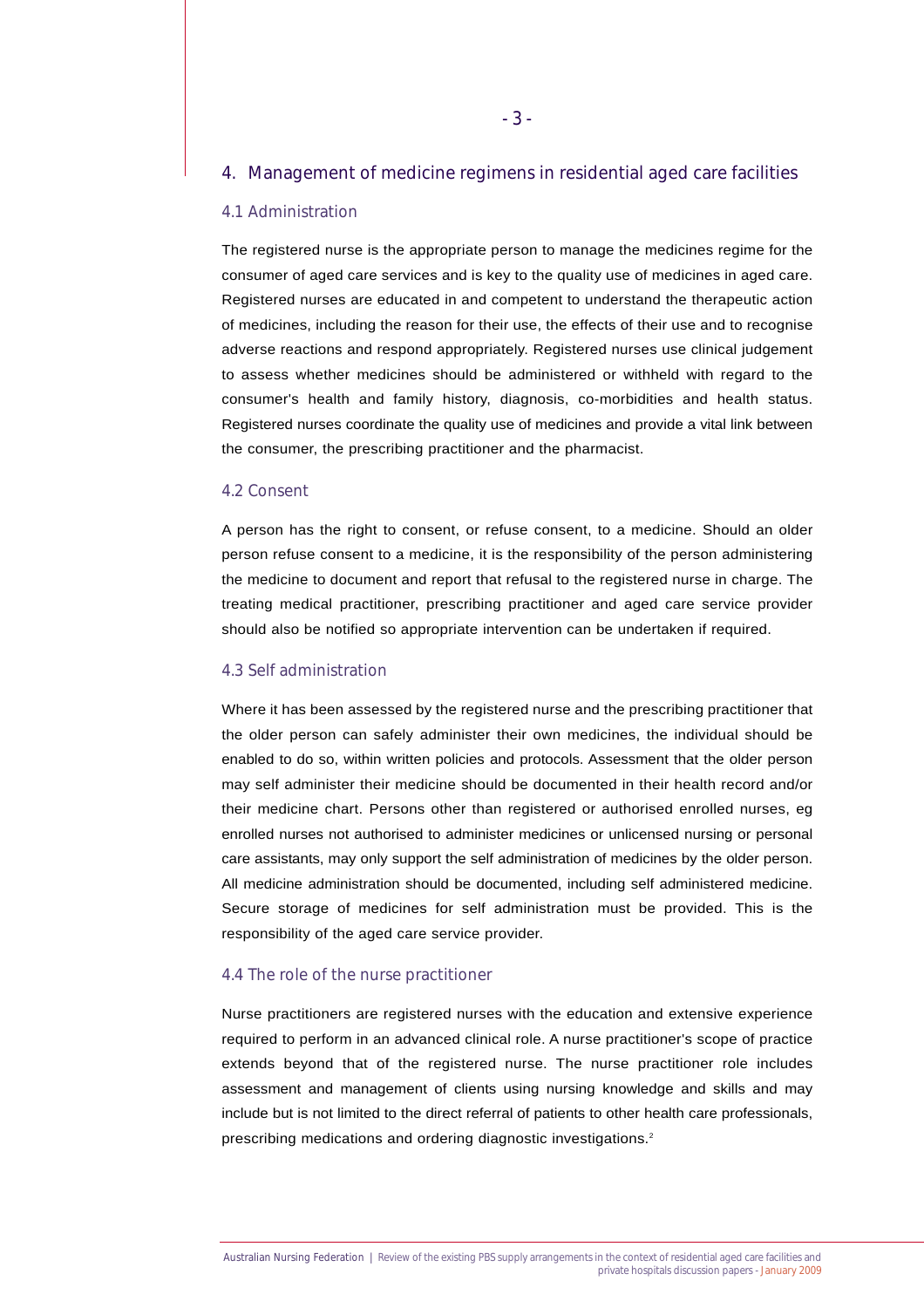## 4. Management of medicine regimens in residential aged care facilities

### 4.1 Administration

The registered nurse is the appropriate person to manage the medicines regime for the consumer of aged care services and is key to the quality use of medicines in aged care. Registered nurses are educated in and competent to understand the therapeutic action of medicines, including the reason for their use, the effects of their use and to recognise adverse reactions and respond appropriately. Registered nurses use clinical judgement to assess whether medicines should be administered or withheld with regard to the consumer's health and family history, diagnosis, co-morbidities and health status. Registered nurses coordinate the quality use of medicines and provide a vital link between the consumer, the prescribing practitioner and the pharmacist.

### 4.2 Consent

A person has the right to consent, or refuse consent, to a medicine. Should an older person refuse consent to a medicine, it is the responsibility of the person administering the medicine to document and report that refusal to the registered nurse in charge. The treating medical practitioner, prescribing practitioner and aged care service provider should also be notified so appropriate intervention can be undertaken if required.

### 4.3 Self administration

Where it has been assessed by the registered nurse and the prescribing practitioner that the older person can safely administer their own medicines, the individual should be enabled to do so, within written policies and protocols. Assessment that the older person may self administer their medicine should be documented in their health record and/or their medicine chart. Persons other than registered or authorised enrolled nurses, eg enrolled nurses not authorised to administer medicines or unlicensed nursing or personal care assistants, may only support the self administration of medicines by the older person. All medicine administration should be documented, including self administered medicine. Secure storage of medicines for self administration must be provided. This is the responsibility of the aged care service provider.

### 4.4 The role of the nurse practitioner

Nurse practitioners are registered nurses with the education and extensive experience required to perform in an advanced clinical role. A nurse practitioner's scope of practice extends beyond that of the registered nurse. The nurse practitioner role includes assessment and management of clients using nursing knowledge and skills and may include but is not limited to the direct referral of patients to other health care professionals, prescribing medications and ordering diagnostic investigations.[2]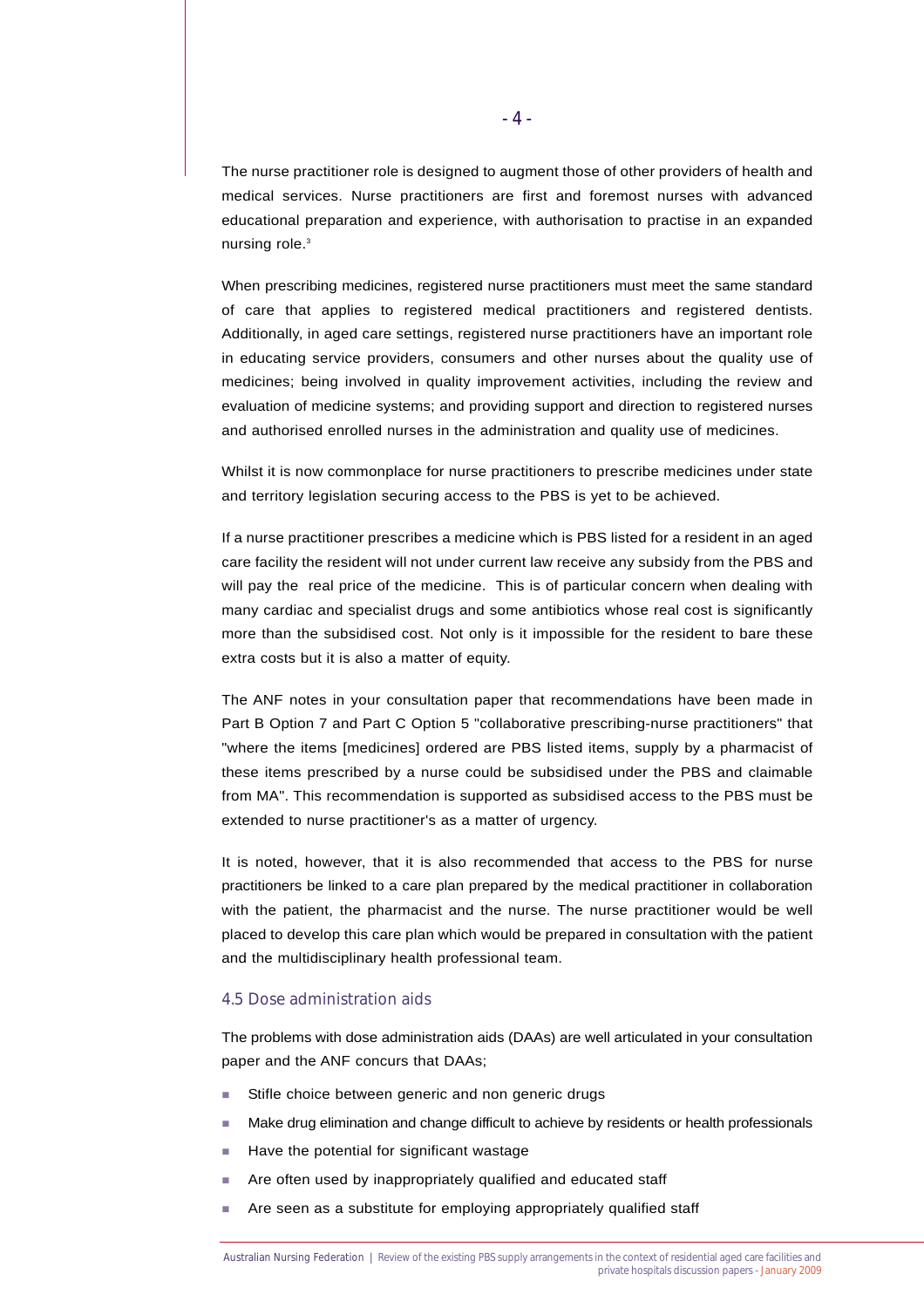The nurse practitioner role is designed to augment those of other providers of health and medical services. Nurse practitioners are first and foremost nurses with advanced educational preparation and experience, with authorisation to practise in an expanded nursing role.[3]

When prescribing medicines, registered nurse practitioners must meet the same standard of care that applies to registered medical practitioners and registered dentists. Additionally, in aged care settings, registered nurse practitioners have an important role in educating service providers, consumers and other nurses about the quality use of medicines; being involved in quality improvement activities, including the review and evaluation of medicine systems; and providing support and direction to registered nurses and authorised enrolled nurses in the administration and quality use of medicines.

Whilst it is now commonplace for nurse practitioners to prescribe medicines under state and territory legislation securing access to the PBS is yet to be achieved.

If a nurse practitioner prescribes a medicine which is PBS listed for a resident in an aged care facility the resident will not under current law receive any subsidy from the PBS and will pay the real price of the medicine. This is of particular concern when dealing with many cardiac and specialist drugs and some antibiotics whose real cost is significantly more than the subsidised cost. Not only is it impossible for the resident to bare these extra costs but it is also a matter of equity.

The ANF notes in your consultation paper that recommendations have been made in Part B Option 7 and Part C Option 5 "collaborative prescribing-nurse practitioners" that "where the items [medicines] ordered are PBS listed items, supply by a pharmacist of these items prescribed by a nurse could be subsidised under the PBS and claimable from MA". This recommendation is supported as subsidised access to the PBS must be extended to nurse practitioner's as a matter of urgency.

It is noted, however, that it is also recommended that access to the PBS for nurse practitioners be linked to a care plan prepared by the medical practitioner in collaboration with the patient, the pharmacist and the nurse. The nurse practitioner would be well placed to develop this care plan which would be prepared in consultation with the patient and the multidisciplinary health professional team.

### 4.5 Dose administration aids

The problems with dose administration aids (DAAs) are well articulated in your consultation paper and the ANF concurs that DAAs;

- Stifle choice between generic and non generic drugs
- Make drug elimination and change difficult to achieve by residents or health professionals
- Have the potential for significant wastage
- Are often used by inappropriately qualified and educated staff
- Are seen as a substitute for employing appropriately qualified staff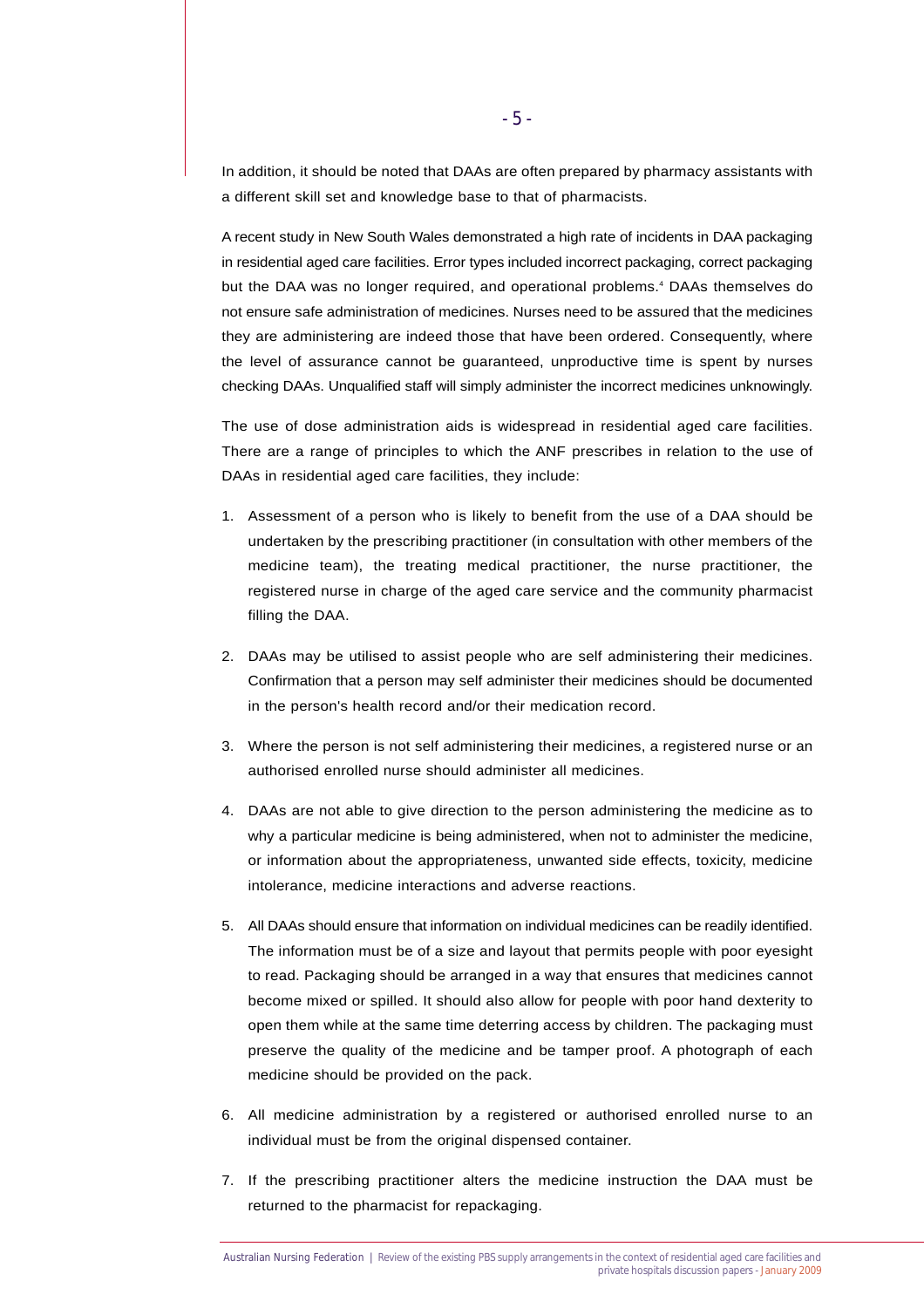In addition, it should be noted that DAAs are often prepared by pharmacy assistants with a different skill set and knowledge base to that of pharmacists.

A recent study in New South Wales demonstrated a high rate of incidents in DAA packaging in residential aged care facilities. Error types included incorrect packaging, correct packaging but the DAA was no longer required, and operational problems.[4] DAAs themselves do not ensure safe administration of medicines. Nurses need to be assured that the medicines they are administering are indeed those that have been ordered. Consequently, where the level of assurance cannot be guaranteed, unproductive time is spent by nurses checking DAAs. Unqualified staff will simply administer the incorrect medicines unknowingly.

The use of dose administration aids is widespread in residential aged care facilities. There are a range of principles to which the ANF prescribes in relation to the use of DAAs in residential aged care facilities, they include:

1. Assessment of a person who is likely to benefit from the use of a DAA should be undertaken by the prescribing practitioner (in consultation with other members of the medicine team), the treating medical practitioner, the nurse practitioner, the registered nurse in charge of the aged care service and the community pharmacist filling the DAA.

2. DAAs may be utilised to assist people who are self administering their medicines. Confirmation that a person may self administer their medicines should be documented in the person's health record and/or their medication record.

3. Where the person is not self administering their medicines, a registered nurse or an authorised enrolled nurse should administer all medicines.

4. DAAs are not able to give direction to the person administering the medicine as to why a particular medicine is being administered, when not to administer the medicine, or information about the appropriateness, unwanted side effects, toxicity, medicine intolerance, medicine interactions and adverse reactions.

5. All DAAs should ensure that information on individual medicines can be readily identified. The information must be of a size and layout that permits people with poor eyesight to read. Packaging should be arranged in a way that ensures that medicines cannot become mixed or spilled. It should also allow for people with poor hand dexterity to open them while at the same time deterring access by children. The packaging must preserve the quality of the medicine and be tamper proof. A photograph of each medicine should be provided on the pack.

6. All medicine administration by a registered or authorised enrolled nurse to an individual must be from the original dispensed container.

7. If the prescribing practitioner alters the medicine instruction the DAA must be returned to the pharmacist for repackaging.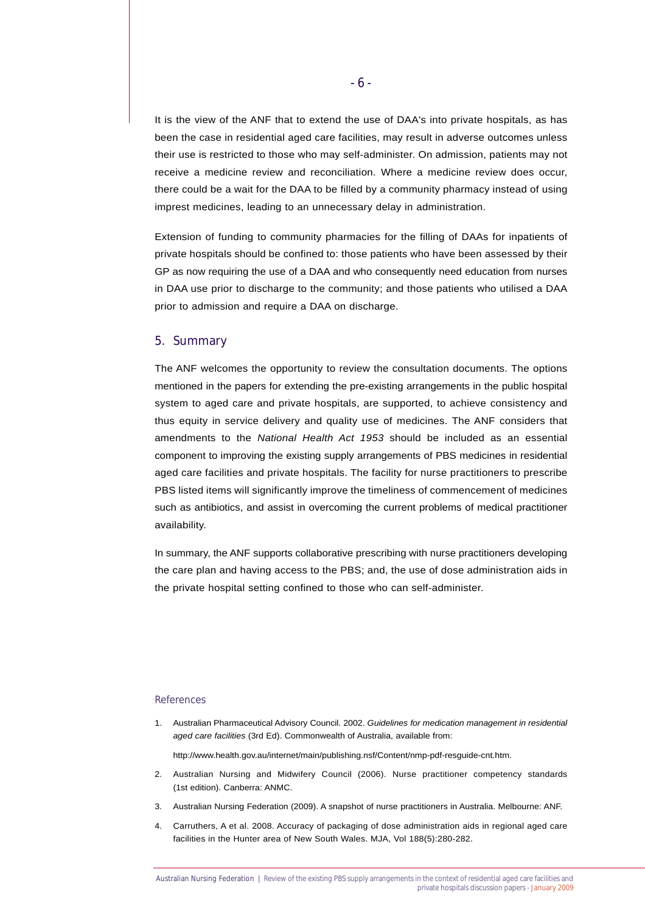It is the view of the ANF that to extend the use of DAA's into private hospitals, as has been the case in residential aged care facilities, may result in adverse outcomes unless their use is restricted to those who may self-administer. On admission, patients may not receive a medicine review and reconciliation. Where a medicine review does occur, there could be a wait for the DAA to be filled by a community pharmacy instead of using imprest medicines, leading to an unnecessary delay in administration.

Extension of funding to community pharmacies for the filling of DAAs for inpatients of private hospitals should be confined to: those patients who have been assessed by their GP as now requiring the use of a DAA and who consequently need education from nurses in DAA use prior to discharge to the community; and those patients who utilised a DAA prior to admission and require a DAA on discharge.

## 5. Summary

The ANF welcomes the opportunity to review the consultation documents. The options mentioned in the papers for extending the pre-existing arrangements in the public hospital system to aged care and private hospitals, are supported, to achieve consistency and thus equity in service delivery and quality use of medicines. The ANF considers that amendments to the *National Health Act 1953* should be included as an essential component to improving the existing supply arrangements of PBS medicines in residential aged care facilities and private hospitals. The facility for nurse practitioners to prescribe PBS listed items will significantly improve the timeliness of commencement of medicines such as antibiotics, and assist in overcoming the current problems of medical practitioner availability.

In summary, the ANF supports collaborative prescribing with nurse practitioners developing the care plan and having access to the PBS; and, the use of dose administration aids in the private hospital setting confined to those who can self-administer.

### References

1. Australian Pharmaceutical Advisory Council. 2002. *Guidelines for medication management in residential aged care facilities* (3rd Ed). Commonwealth of Australia, available from:

   http://www.health.gov.au/internet/main/publishing.nsf/Content/nmp-pdf-resguide-cnt.htm.

2. Australian Nursing and Midwifery Council (2006). Nurse practitioner competency standards (1st edition). Canberra: ANMC.
3. Australian Nursing Federation (2009). A snapshot of nurse practitioners in Australia. Melbourne: ANF.
4. Carruthers, A et al. 2008. Accuracy of packaging of dose administration aids in regional aged care facilities in the Hunter area of New South Wales. MJA, Vol 188(5):280-282.